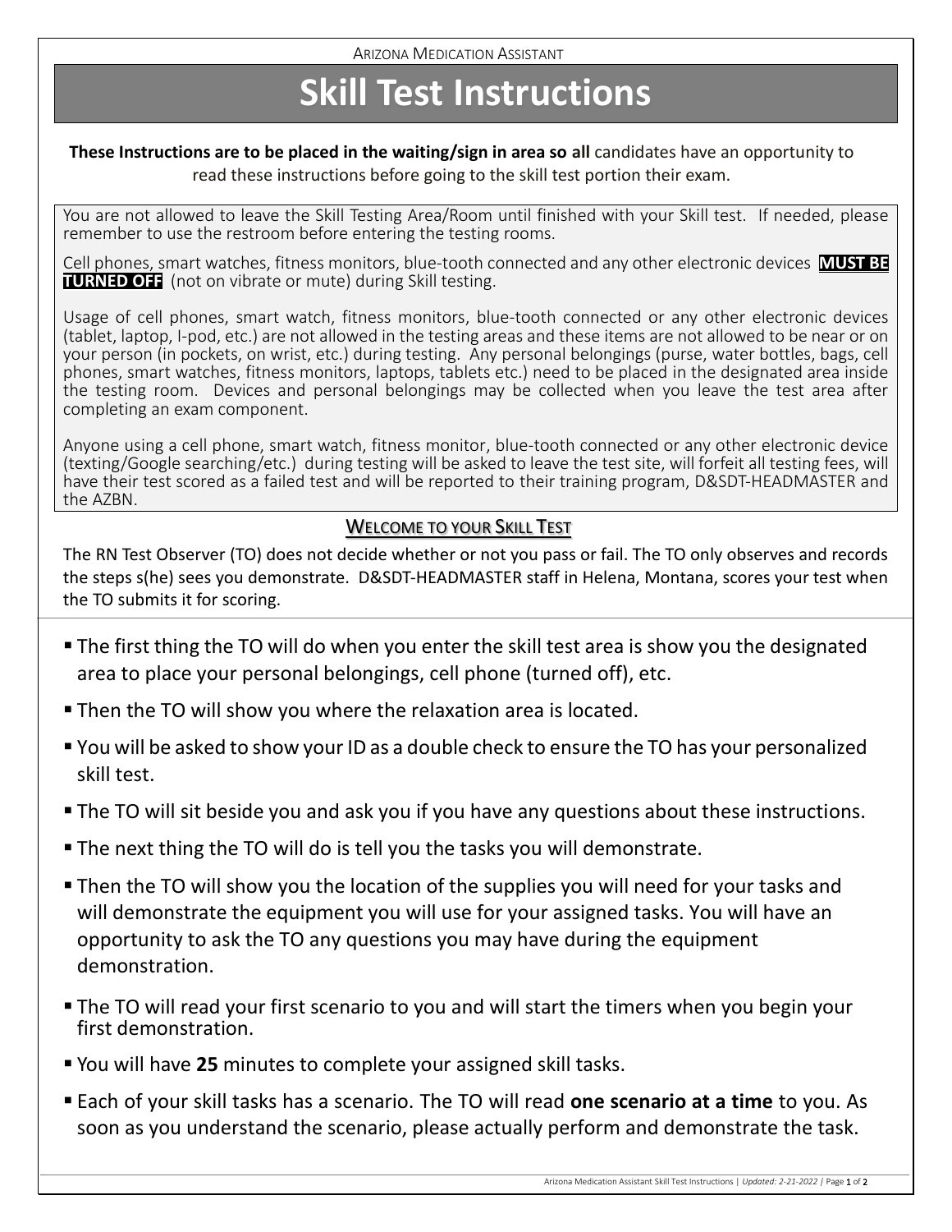ARIZONA MEDICATION ASSISTANT

# Skill Test Instructions

**These Instructions are to be placed in the waiting/sign in area so all** candidates have an opportunity to read these instructions before going to the skill test portion their exam.

You are not allowed to leave the Skill Testing Area/Room until finished with your Skill test. If needed, please remember to use the restroom before entering the testing rooms.

Cell phones, smart watches, fitness monitors, blue-tooth connected and any other electronic devices **MUST BE TURNED OFF** (not on vibrate or mute) during Skill testing.

Usage of cell phones, smart watch, fitness monitors, blue-tooth connected or any other electronic devices (tablet, laptop, I-pod, etc.) are not allowed in the testing areas and these items are not allowed to be near or on your person (in pockets, on wrist, etc.) during testing. Any personal belongings (purse, water bottles, bags, cell phones, smart watches, fitness monitors, laptops, tablets etc.) need to be placed in the designated area inside the testing room. Devices and personal belongings may be collected when you leave the test area after completing an exam component.

Anyone using a cell phone, smart watch, fitness monitor, blue-tooth connected or any other electronic device (texting/Google searching/etc.) during testing will be asked to leave the test site, will forfeit all testing fees, will have their test scored as a failed test and will be reported to their training program, D&SDT-HEADMASTER and the AZBN.

## WELCOME TO YOUR SKILL TEST

The RN Test Observer (TO) does not decide whether or not you pass or fail. The TO only observes and records the steps s(he) sees you demonstrate. D&SDT-HEADMASTER staff in Helena, Montana, scores your test when the TO submits it for scoring.

- The first thing the TO will do when you enter the skill test area is show you the designated area to place your personal belongings, cell phone (turned off), etc.
- Then the TO will show you where the relaxation area is located.
- You will be asked to show your ID as a double check to ensure the TO has your personalized skill test.
- The TO will sit beside you and ask you if you have any questions about these instructions.
- The next thing the TO will do is tell you the tasks you will demonstrate.
- Then the TO will show you the location of the supplies you will need for your tasks and will demonstrate the equipment you will use for your assigned tasks. You will have an opportunity to ask the TO any questions you may have during the equipment demonstration.
- The TO will read your first scenario to you and will start the timers when you begin your first demonstration.
- You will have **25** minutes to complete your assigned skill tasks.
- Each of your skill tasks has a scenario. The TO will read **one scenario at a time** to you. As soon as you understand the scenario, please actually perform and demonstrate the task.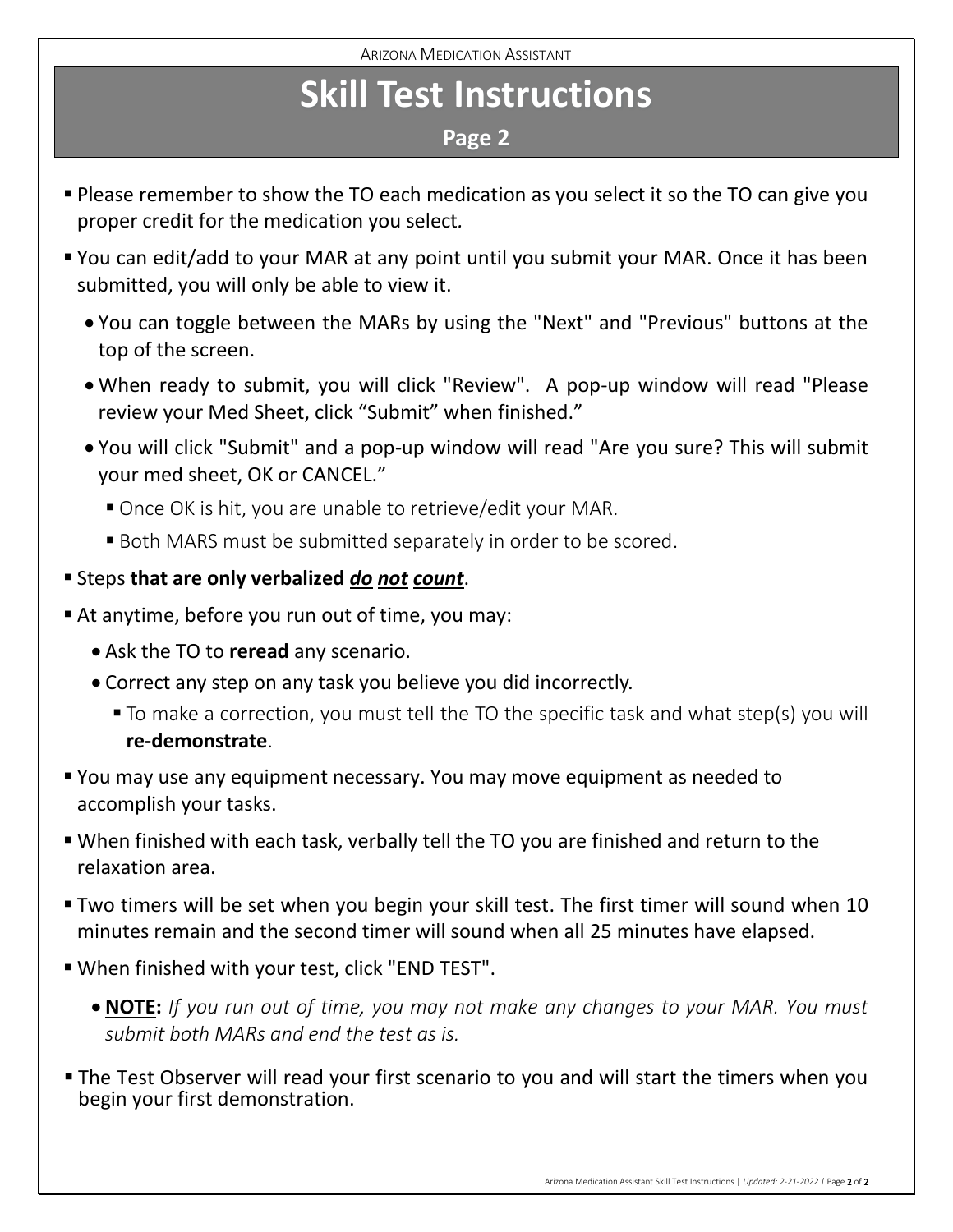# Skill Test Instructions

## Page 2

- Please remember to show the TO each medication as you select it so the TO can give you proper credit for the medication you select.
- You can edit/add to your MAR at any point until you submit your MAR. Once it has been submitted, you will only be able to view it.
  - You can toggle between the MARs by using the "Next" and "Previous" buttons at the top of the screen.
  - When ready to submit, you will click "Review". A pop-up window will read "Please review your Med Sheet, click "Submit" when finished."
  - You will click "Submit" and a pop-up window will read "Are you sure? This will submit your med sheet, OK or CANCEL."
    - Once OK is hit, you are unable to retrieve/edit your MAR.
    - Both MARS must be submitted separately in order to be scored.
- Steps **that are only verbalized *do not count***.
- At anytime, before you run out of time, you may:
  - Ask the TO to **reread** any scenario.
  - Correct any step on any task you believe you did incorrectly.
    - To make a correction, you must tell the TO the specific task and what step(s) you will **re-demonstrate**.
- You may use any equipment necessary. You may move equipment as needed to accomplish your tasks.
- When finished with each task, verbally tell the TO you are finished and return to the relaxation area.
- Two timers will be set when you begin your skill test. The first timer will sound when 10 minutes remain and the second timer will sound when all 25 minutes have elapsed.
- When finished with your test, click "END TEST".
  - **NOTE:** *If you run out of time, you may not make any changes to your MAR. You must submit both MARs and end the test as is.*
- The Test Observer will read your first scenario to you and will start the timers when you begin your first demonstration.